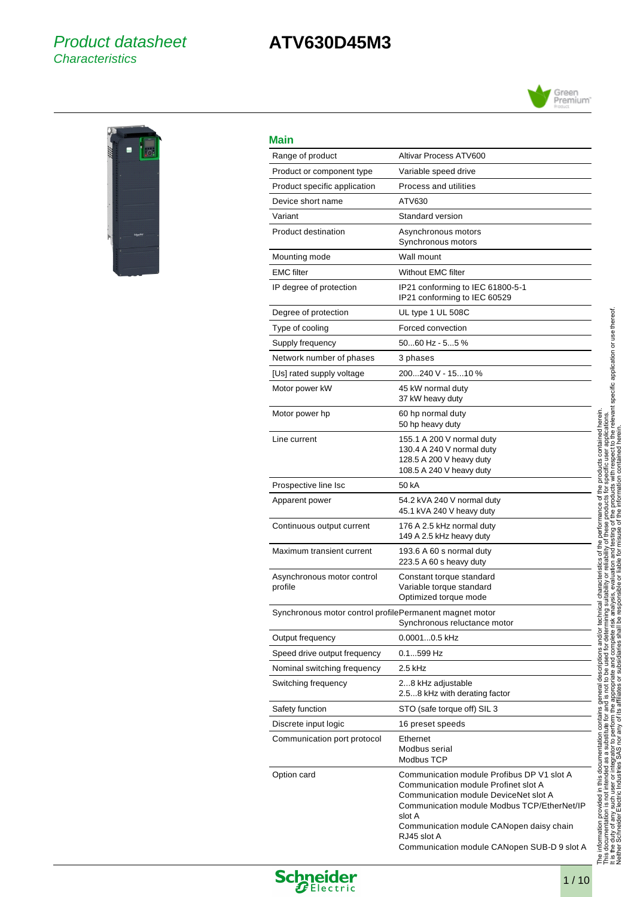# Product datasheet
## Characteristics

# ATV630D45M3

## Main

| | |
|---|---|
| Range of product | Altivar Process ATV600 |
| Product or component type | Variable speed drive |
| Product specific application | Process and utilities |
| Device short name | ATV630 |
| Variant | Standard version |
| Product destination | Asynchronous motors<br>Synchronous motors |
| Mounting mode | Wall mount |
| EMC filter | Without EMC filter |
| IP degree of protection | IP21 conforming to IEC 61800-5-1<br>IP21 conforming to IEC 60529 |
| Degree of protection | UL type 1 UL 508C |
| Type of cooling | Forced convection |
| Supply frequency | 50...60 Hz - 5...5 % |
| Network number of phases | 3 phases |
| [Us] rated supply voltage | 200...240 V - 15...10 % |
| Motor power kW | 45 kW normal duty<br>37 kW heavy duty |
| Motor power hp | 60 hp normal duty<br>50 hp heavy duty |
| Line current | 155.1 A 200 V normal duty<br>130.4 A 240 V normal duty<br>128.5 A 200 V heavy duty<br>108.5 A 240 V heavy duty |
| Prospective line Isc | 50 kA |
| Apparent power | 54.2 kVA 240 V normal duty<br>45.1 kVA 240 V heavy duty |
| Continuous output current | 176 A 2.5 kHz normal duty<br>149 A 2.5 kHz heavy duty |
| Maximum transient current | 193.6 A 60 s normal duty<br>223.5 A 60 s heavy duty |
| Asynchronous motor control profile | Constant torque standard<br>Variable torque standard<br>Optimized torque mode |
| Synchronous motor control profile | Permanent magnet motor<br>Synchronous reluctance motor |
| Output frequency | 0.0001...0.5 kHz |
| Speed drive output frequency | 0.1...599 Hz |
| Nominal switching frequency | 2.5 kHz |
| Switching frequency | 2...8 kHz adjustable<br>2.5...8 kHz with derating factor |
| Safety function | STO (safe torque off) SIL 3 |
| Discrete input logic | 16 preset speeds |
| Communication port protocol | Ethernet<br>Modbus serial<br>Modbus TCP |
| Option card | Communication module Profibus DP V1 slot A<br>Communication module Profinet slot A<br>Communication module DeviceNet slot A<br>Communication module Modbus TCP/EtherNet/IP slot A<br>Communication module CANopen daisy chain RJ45 slot A<br>Communication module CANopen SUB-D 9 slot A |

The information provided in this documentation contains general descriptions and/or technical characteristics of the performance of the products contained herein. This documentation is not intended as a substitute for and is not to be used for determining suitability or reliability of these products for specific user applications. It is the duty of any such user or integrator to perform the appropriate and complete risk analysis, evaluation and testing of the products with respect to the relevant specific application or use thereof. Neither Schneider Electric Industries SAS nor any of its affiliates or subsidiaries shall be responsible or liable for misuse of the information contained herein.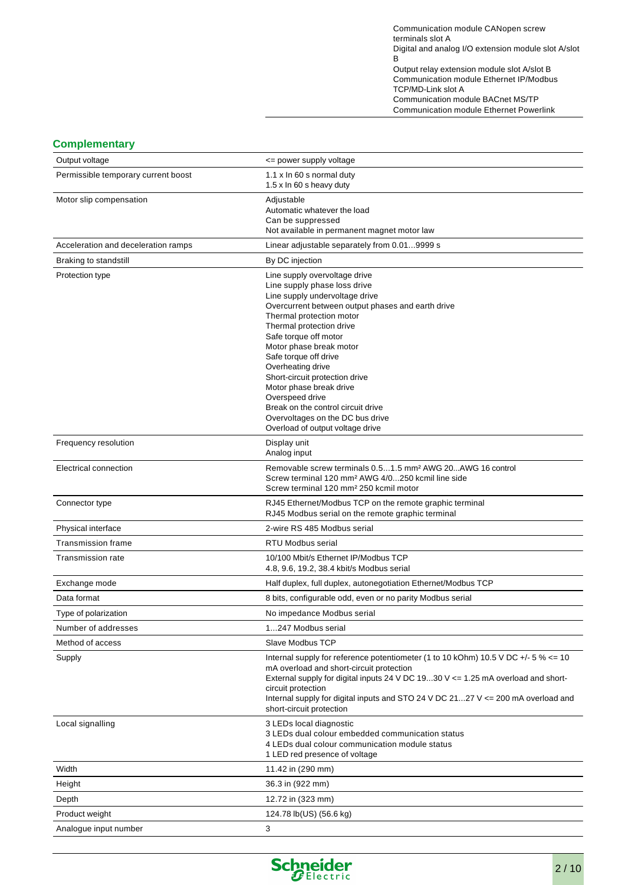| | Communication module CANopen screw terminals slot A<br>Digital and analog I/O extension module slot A/slot B<br>Output relay extension module slot A/slot B<br>Communication module Ethernet IP/Modbus TCP/MD-Link slot A<br>Communication module BACnet MS/TP<br>Communication module Ethernet Powerlink |
|---|---|

## Complementary

| | |
|---|---|
| Output voltage | <= power supply voltage |
| Permissible temporary current boost | 1.1 x In 60 s normal duty<br>1.5 x In 60 s heavy duty |
| Motor slip compensation | Adjustable<br>Automatic whatever the load<br>Can be suppressed<br>Not available in permanent magnet motor law |
| Acceleration and deceleration ramps | Linear adjustable separately from 0.01...9999 s |
| Braking to standstill | By DC injection |
| Protection type | Line supply overvoltage drive<br>Line supply phase loss drive<br>Line supply undervoltage drive<br>Overcurrent between output phases and earth drive<br>Thermal protection motor<br>Thermal protection drive<br>Safe torque off motor<br>Motor phase break motor<br>Safe torque off drive<br>Overheating drive<br>Short-circuit protection drive<br>Motor phase break drive<br>Overspeed drive<br>Break on the control circuit drive<br>Overvoltages on the DC bus drive<br>Overload of output voltage drive |
| Frequency resolution | Display unit<br>Analog input |
| Electrical connection | Removable screw terminals 0.5...1.5 mm² AWG 20...AWG 16 control<br>Screw terminal 120 mm² AWG 4/0...250 kcmil line side<br>Screw terminal 120 mm² 250 kcmil motor |
| Connector type | RJ45 Ethernet/Modbus TCP on the remote graphic terminal<br>RJ45 Modbus serial on the remote graphic terminal |
| Physical interface | 2-wire RS 485 Modbus serial |
| Transmission frame | RTU Modbus serial |
| Transmission rate | 10/100 Mbit/s Ethernet IP/Modbus TCP<br>4.8, 9.6, 19.2, 38.4 kbit/s Modbus serial |
| Exchange mode | Half duplex, full duplex, autonegotiation Ethernet/Modbus TCP |
| Data format | 8 bits, configurable odd, even or no parity Modbus serial |
| Type of polarization | No impedance Modbus serial |
| Number of addresses | 1...247 Modbus serial |
| Method of access | Slave Modbus TCP |
| Supply | Internal supply for reference potentiometer (1 to 10 kOhm) 10.5 V DC +/- 5 % <= 10 mA overload and short-circuit protection<br>External supply for digital inputs 24 V DC 19...30 V <= 1.25 mA overload and short-circuit protection<br>Internal supply for digital inputs and STO 24 V DC 21...27 V <= 200 mA overload and short-circuit protection |
| Local signalling | 3 LEDs local diagnostic<br>3 LEDs dual colour embedded communication status<br>4 LEDs dual colour communication module status<br>1 LED red presence of voltage |
| Width | 11.42 in (290 mm) |
| Height | 36.3 in (922 mm) |
| Depth | 12.72 in (323 mm) |
| Product weight | 124.78 lb(US) (56.6 kg) |
| Analogue input number | 3 |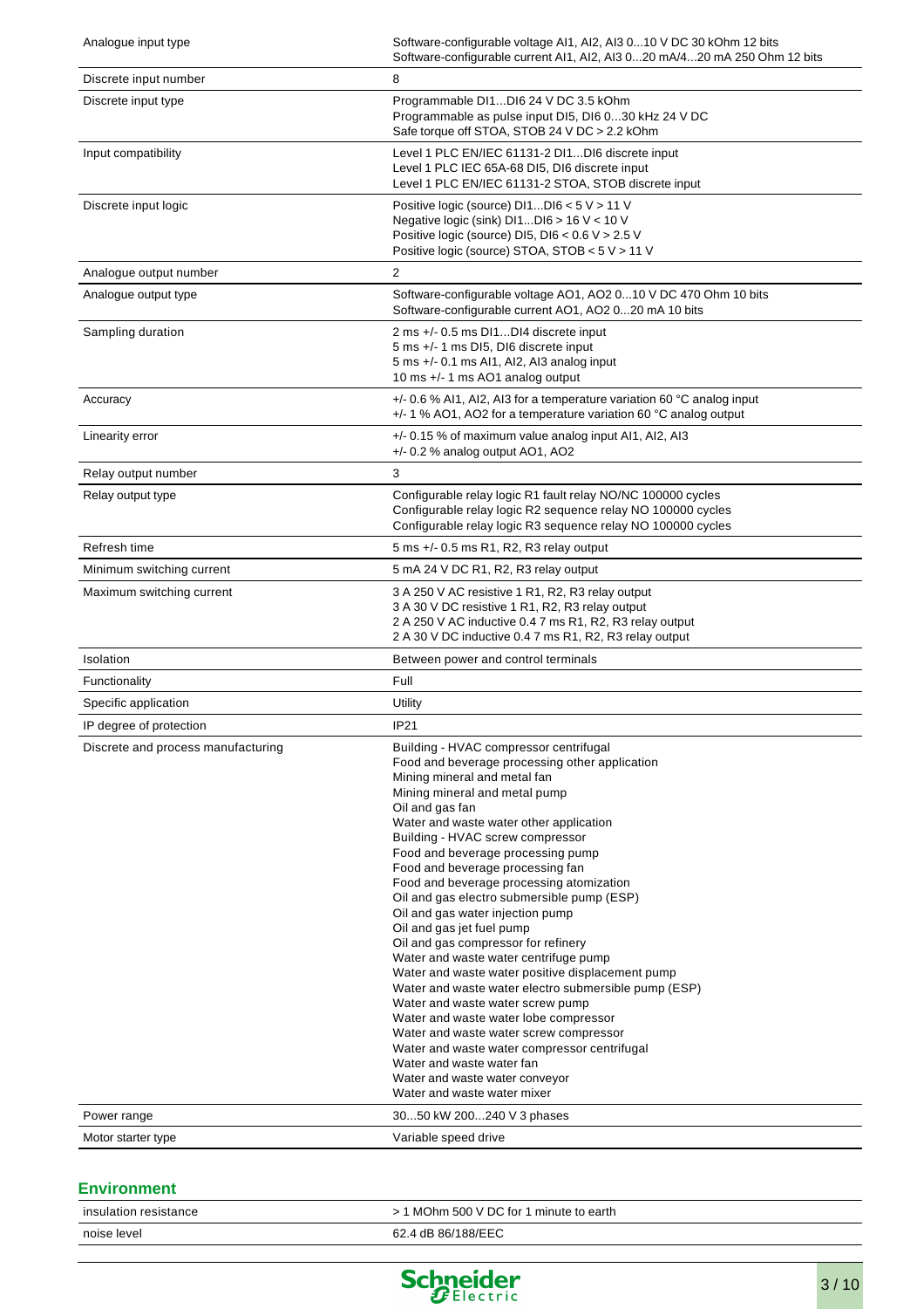| | |
|---|---|
| Analogue input type | Software-configurable voltage AI1, AI2, AI3 0...10 V DC 30 kOhm 12 bits<br>Software-configurable current AI1, AI2, AI3 0...20 mA/4...20 mA 250 Ohm 12 bits |
| Discrete input number | 8 |
| Discrete input type | Programmable DI1...DI6 24 V DC 3.5 kOhm<br>Programmable as pulse input DI5, DI6 0...30 kHz 24 V DC<br>Safe torque off STOA, STOB 24 V DC > 2.2 kOhm |
| Input compatibility | Level 1 PLC EN/IEC 61131-2 DI1...DI6 discrete input<br>Level 1 PLC IEC 65A-68 DI5, DI6 discrete input<br>Level 1 PLC EN/IEC 61131-2 STOA, STOB discrete input |
| Discrete input logic | Positive logic (source) DI1...DI6 < 5 V > 11 V<br>Negative logic (sink) DI1...DI6 > 16 V < 10 V<br>Positive logic (source) DI5, DI6 < 0.6 V > 2.5 V<br>Positive logic (source) STOA, STOB < 5 V > 11 V |
| Analogue output number | 2 |
| Analogue output type | Software-configurable voltage AO1, AO2 0...10 V DC 470 Ohm 10 bits<br>Software-configurable current AO1, AO2 0...20 mA 10 bits |
| Sampling duration | 2 ms +/- 0.5 ms DI1...DI4 discrete input<br>5 ms +/- 1 ms DI5, DI6 discrete input<br>5 ms +/- 0.1 ms AI1, AI2, AI3 analog input<br>10 ms +/- 1 ms AO1 analog output |
| Accuracy | +/- 0.6 % AI1, AI2, AI3 for a temperature variation 60 °C analog input<br>+/- 1 % AO1, AO2 for a temperature variation 60 °C analog output |
| Linearity error | +/- 0.15 % of maximum value analog input AI1, AI2, AI3<br>+/- 0.2 % analog output AO1, AO2 |
| Relay output number | 3 |
| Relay output type | Configurable relay logic R1 fault relay NO/NC 100000 cycles<br>Configurable relay logic R2 sequence relay NO 100000 cycles<br>Configurable relay logic R3 sequence relay NO 100000 cycles |
| Refresh time | 5 ms +/- 0.5 ms R1, R2, R3 relay output |
| Minimum switching current | 5 mA 24 V DC R1, R2, R3 relay output |
| Maximum switching current | 3 A 250 V AC resistive 1 R1, R2, R3 relay output<br>3 A 30 V DC resistive 1 R1, R2, R3 relay output<br>2 A 250 V AC inductive 0.4 7 ms R1, R2, R3 relay output<br>2 A 30 V DC inductive 0.4 7 ms R1, R2, R3 relay output |
| Isolation | Between power and control terminals |
| Functionality | Full |
| Specific application | Utility |
| IP degree of protection | IP21 |
| Discrete and process manufacturing | Building - HVAC compressor centrifugal<br>Food and beverage processing other application<br>Mining mineral and metal fan<br>Mining mineral and metal pump<br>Oil and gas fan<br>Water and waste water other application<br>Building - HVAC screw compressor<br>Food and beverage processing pump<br>Food and beverage processing fan<br>Food and beverage processing atomization<br>Oil and gas electro submersible pump (ESP)<br>Oil and gas water injection pump<br>Oil and gas jet fuel pump<br>Oil and gas compressor for refinery<br>Water and waste water centrifuge pump<br>Water and waste water positive displacement pump<br>Water and waste water electro submersible pump (ESP)<br>Water and waste water screw pump<br>Water and waste water lobe compressor<br>Water and waste water screw compressor<br>Water and waste water compressor centrifugal<br>Water and waste water fan<br>Water and waste water conveyor<br>Water and waste water mixer |
| Power range | 30...50 kW 200...240 V 3 phases |
| Motor starter type | Variable speed drive |

## Environment

| | |
|---|---|
| insulation resistance | > 1 MOhm 500 V DC for 1 minute to earth |
| noise level | 62.4 dB 86/188/EEC |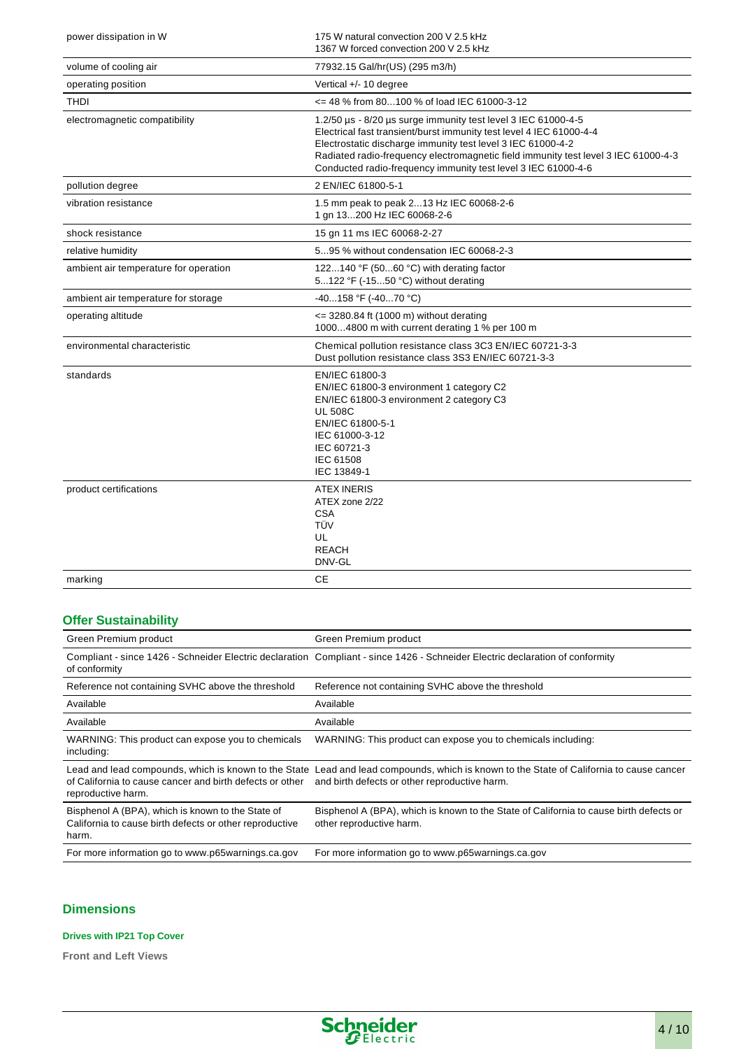| | |
|---|---|
| power dissipation in W | 175 W natural convection 200 V 2.5 kHz<br>1367 W forced convection 200 V 2.5 kHz |
| volume of cooling air | 77932.15 Gal/hr(US) (295 m3/h) |
| operating position | Vertical +/- 10 degree |
| THDI | <= 48 % from 80...100 % of load IEC 61000-3-12 |
| electromagnetic compatibility | 1.2/50 µs - 8/20 µs surge immunity test level 3 IEC 61000-4-5<br>Electrical fast transient/burst immunity test level 4 IEC 61000-4-4<br>Electrostatic discharge immunity test level 3 IEC 61000-4-2<br>Radiated radio-frequency electromagnetic field immunity test level 3 IEC 61000-4-3<br>Conducted radio-frequency immunity test level 3 IEC 61000-4-6 |
| pollution degree | 2 EN/IEC 61800-5-1 |
| vibration resistance | 1.5 mm peak to peak 2...13 Hz IEC 60068-2-6<br>1 gn 13...200 Hz IEC 60068-2-6 |
| shock resistance | 15 gn 11 ms IEC 60068-2-27 |
| relative humidity | 5...95 % without condensation IEC 60068-2-3 |
| ambient air temperature for operation | 122...140 °F (50...60 °C) with derating factor<br>5...122 °F (-15...50 °C) without derating |
| ambient air temperature for storage | -40...158 °F (-40...70 °C) |
| operating altitude | <= 3280.84 ft (1000 m) without derating<br>1000...4800 m with current derating 1 % per 100 m |
| environmental characteristic | Chemical pollution resistance class 3C3 EN/IEC 60721-3-3<br>Dust pollution resistance class 3S3 EN/IEC 60721-3-3 |
| standards | EN/IEC 61800-3<br>EN/IEC 61800-3 environment 1 category C2<br>EN/IEC 61800-3 environment 2 category C3<br>UL 508C<br>EN/IEC 61800-5-1<br>IEC 61000-3-12<br>IEC 60721-3<br>IEC 61508<br>IEC 13849-1 |
| product certifications | ATEX INERIS<br>ATEX zone 2/22<br>CSA<br>TÜV<br>UL<br>REACH<br>DNV-GL |
| marking | CE |

## Offer Sustainability

| | |
|---|---|
| Green Premium product | Green Premium product |
| Compliant - since 1426 - Schneider Electric declaration of conformity | Compliant - since 1426 - Schneider Electric declaration of conformity |
| Reference not containing SVHC above the threshold | Reference not containing SVHC above the threshold |
| Available | Available |
| Available | Available |
| WARNING: This product can expose you to chemicals including: | WARNING: This product can expose you to chemicals including: |
| Lead and lead compounds, which is known to the State of California to cause cancer and birth defects or other reproductive harm. | Lead and lead compounds, which is known to the State of California to cause cancer and birth defects or other reproductive harm. |
| Bisphenol A (BPA), which is known to the State of California to cause birth defects or other reproductive harm. | Bisphenol A (BPA), which is known to the State of California to cause birth defects or other reproductive harm. |
| For more information go to www.p65warnings.ca.gov | For more information go to www.p65warnings.ca.gov |

## Dimensions

### Drives with IP21 Top Cover

**Front and Left Views**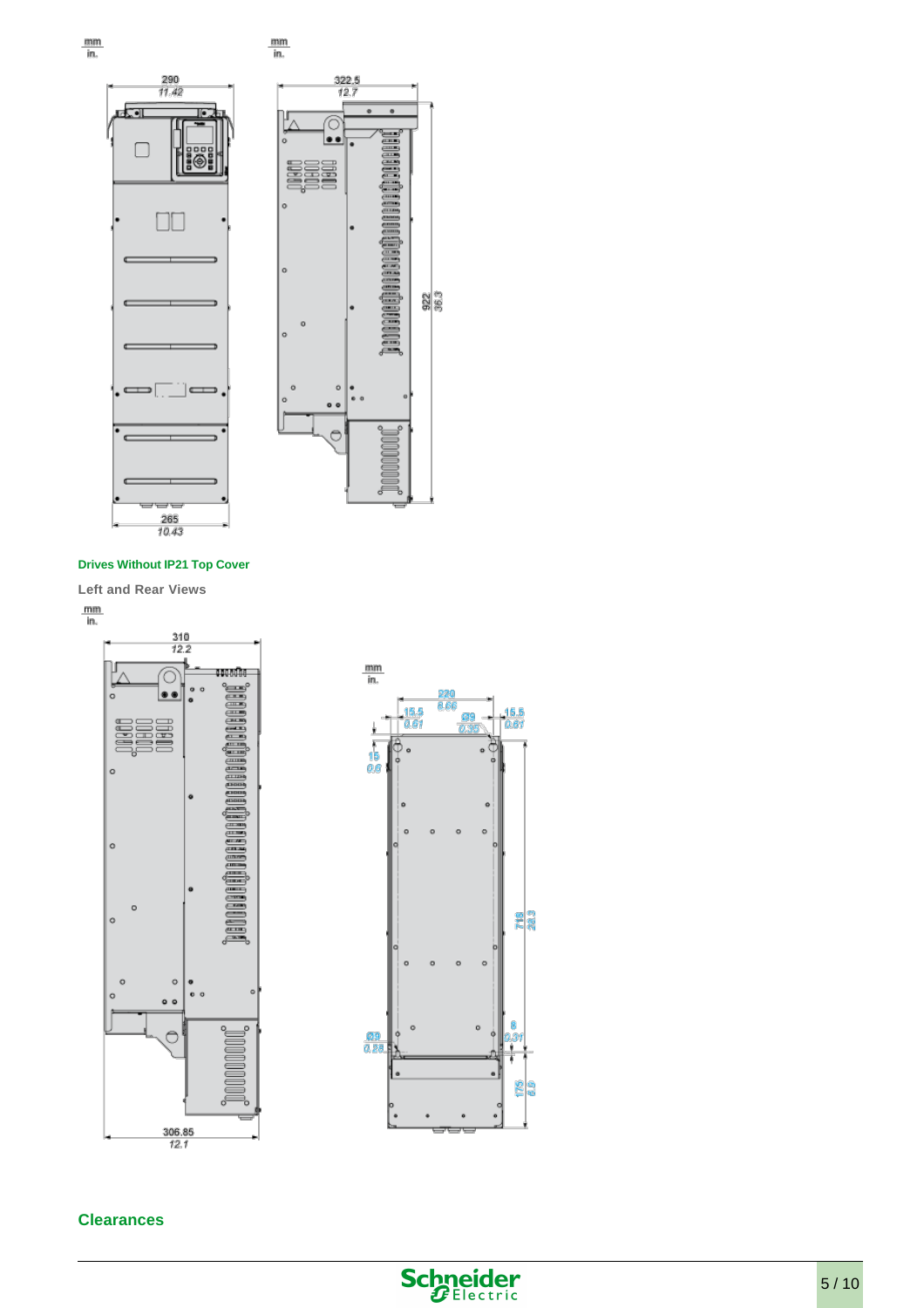mm
in.

290
11.42

265
10.43

mm
in.

322.5
12.7

922
36.3

### Drives Without IP21 Top Cover

Left and Rear Views

mm
in.

310
12.2

306.85
12.1

mm
in.

220
8.66

15.5
0.61

Ø9
0.35

15.5
0.61

15
0.6

718
28.3

Ø9
0.35

8
0.31

175
6.9

## Clearances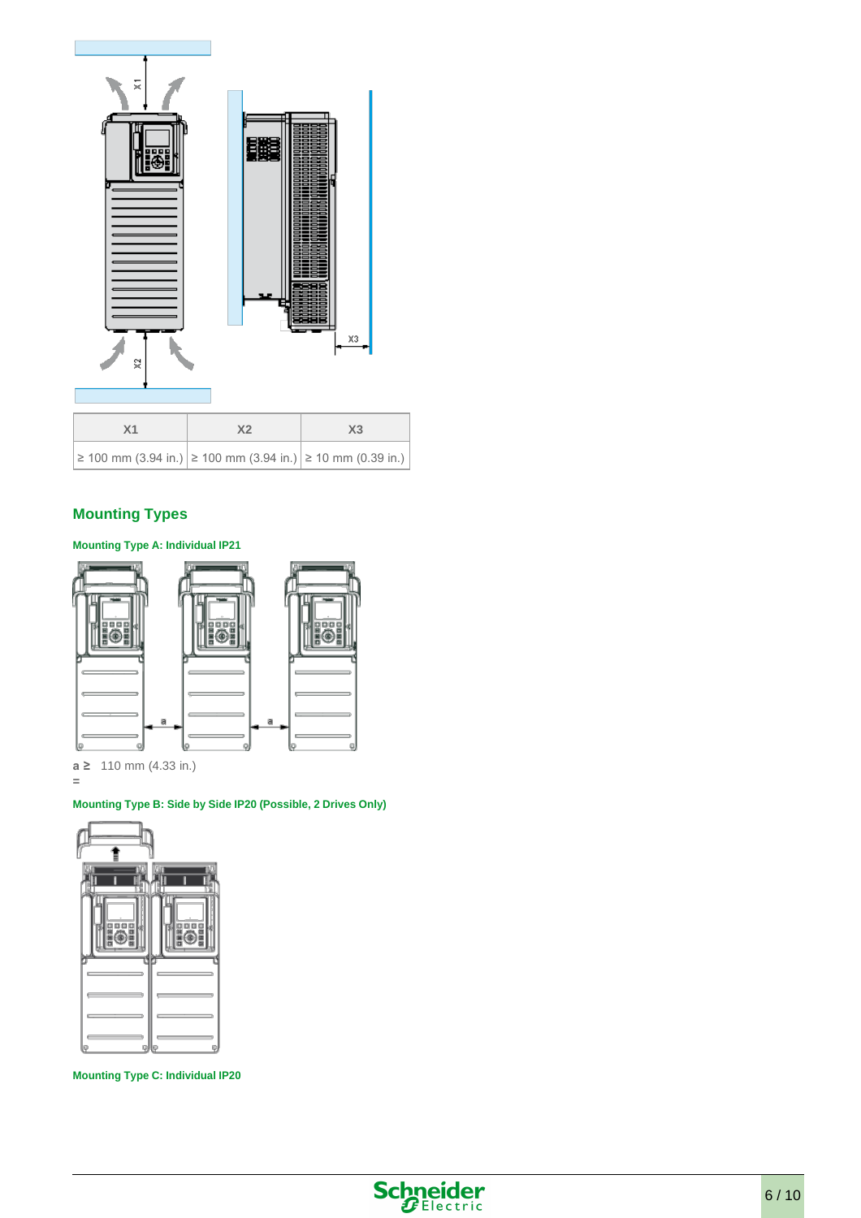| X1 | X2 | X3 |
|---|---|---|
| ≥ 100 mm (3.94 in.) | ≥ 100 mm (3.94 in.) | ≥ 10 mm (0.39 in.) |

## Mounting Types

### Mounting Type A: Individual IP21

**a** ≥ 110 mm (4.33 in.)
=

### Mounting Type B: Side by Side IP20 (Possible, 2 Drives Only)

### Mounting Type C: Individual IP20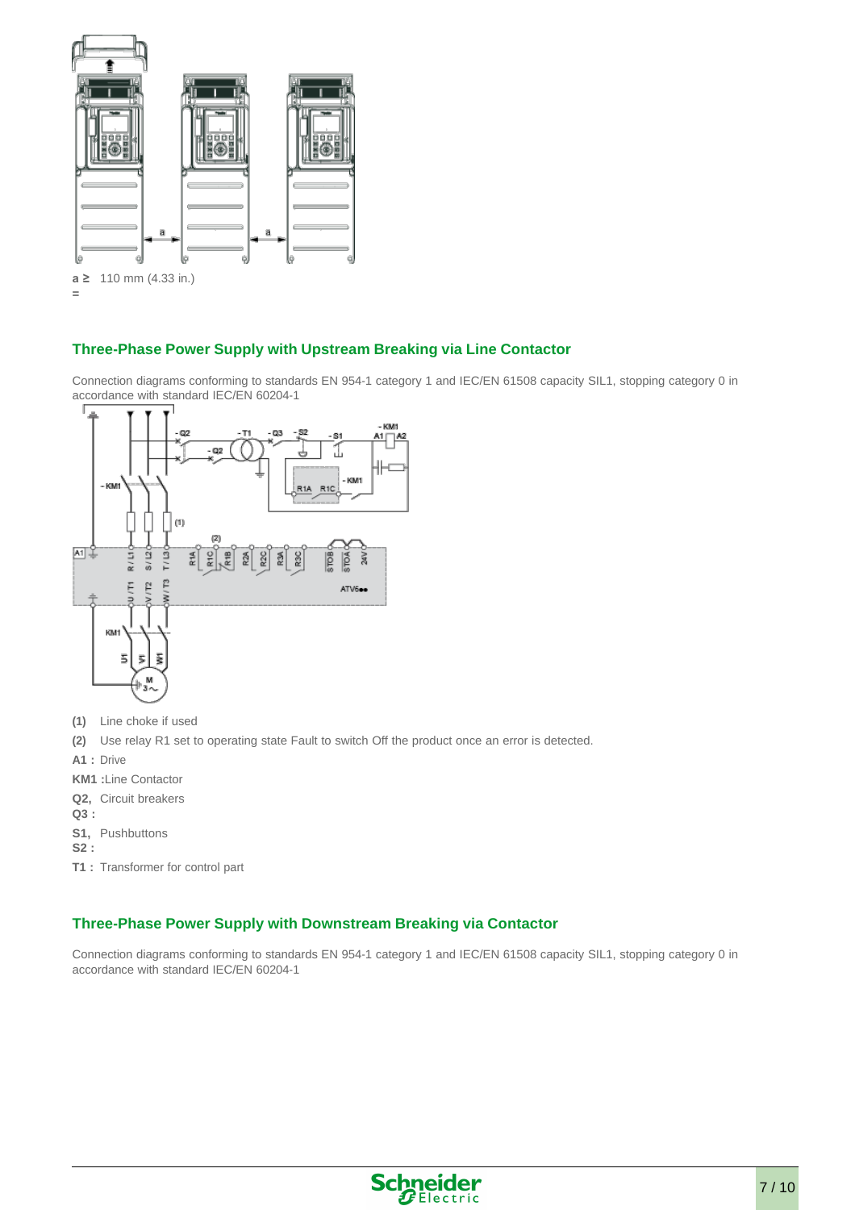a ≥ 110 mm (4.33 in.)
=

## Three-Phase Power Supply with Upstream Breaking via Line Contactor

Connection diagrams conforming to standards EN 954-1 category 1 and IEC/EN 61508 capacity SIL1, stopping category 0 in accordance with standard IEC/EN 60204-1

**(1)** Line choke if used

**(2)** Use relay R1 set to operating state Fault to switch Off the product once an error is detected.

**A1 :** Drive

**KM1 :**Line Contactor

**Q2, Q3 :** Circuit breakers

**S1, S2 :** Pushbuttons

**T1 :** Transformer for control part

## Three-Phase Power Supply with Downstream Breaking via Contactor

Connection diagrams conforming to standards EN 954-1 category 1 and IEC/EN 61508 capacity SIL1, stopping category 0 in accordance with standard IEC/EN 60204-1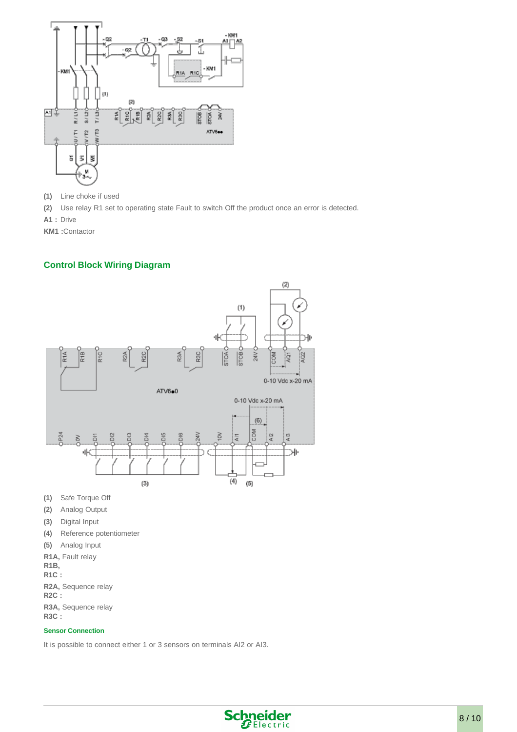**(1)** Line choke if used

**(2)** Use relay R1 set to operating state Fault to switch Off the product once an error is detected.

**A1 :** Drive

**KM1 :**Contactor

## Control Block Wiring Diagram

**(1)** Safe Torque Off

**(2)** Analog Output

**(3)** Digital Input

**(4)** Reference potentiometer

**(5)** Analog Input

**R1A, R1B, R1C :** Fault relay

**R2A, R2C :** Sequence relay

**R3A, R3C :** Sequence relay

### Sensor Connection

It is possible to connect either 1 or 3 sensors on terminals AI2 or AI3.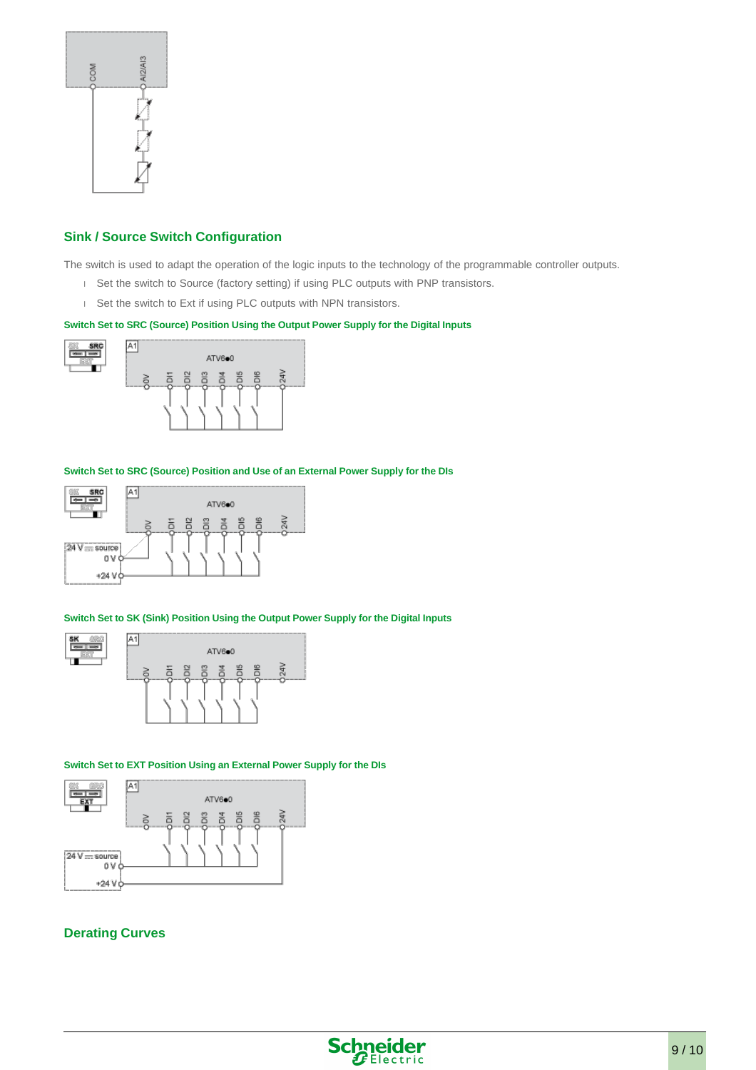## Sink / Source Switch Configuration

The switch is used to adapt the operation of the logic inputs to the technology of the programmable controller outputs.

- Set the switch to Source (factory setting) if using PLC outputs with PNP transistors.
- Set the switch to Ext if using PLC outputs with NPN transistors.

### Switch Set to SRC (Source) Position Using the Output Power Supply for the Digital Inputs

### Switch Set to SRC (Source) Position and Use of an External Power Supply for the DIs

### Switch Set to SK (Sink) Position Using the Output Power Supply for the Digital Inputs

### Switch Set to EXT Position Using an External Power Supply for the DIs

## Derating Curves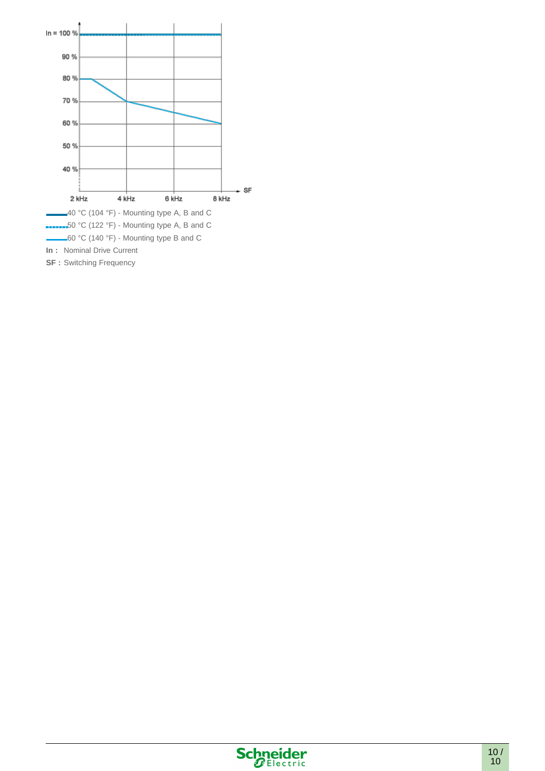In = 100 %

90 %

80 %

70 %

60 %

50 %

40 %

2 kHz 4 kHz 6 kHz 8 kHz SF

40 °C (104 °F) - Mounting type A, B and C

50 °C (122 °F) - Mounting type A, B and C

60 °C (140 °F) - Mounting type B and C

**In :** Nominal Drive Current

**SF :** Switching Frequency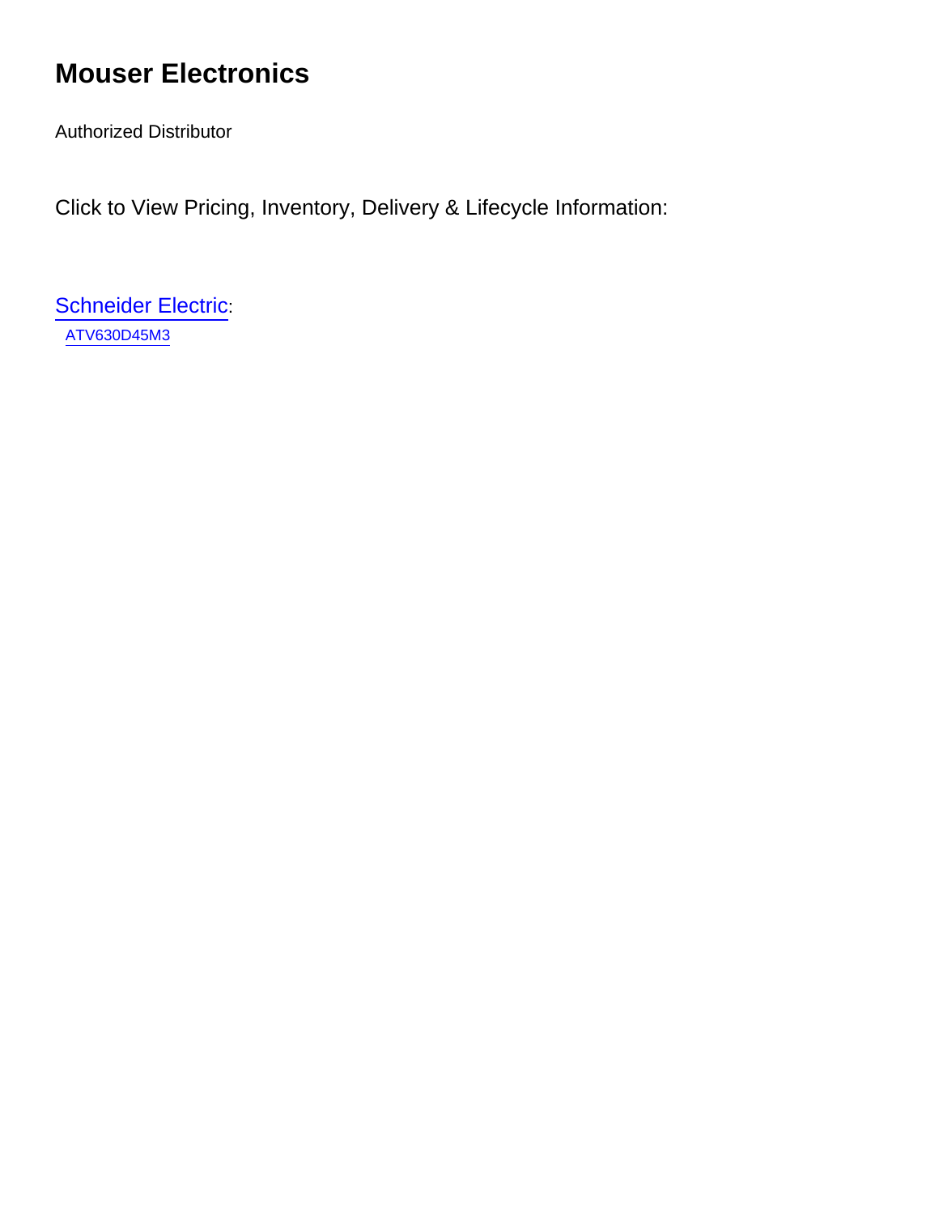# Mouser Electronics

Authorized Distributor

Click to View Pricing, Inventory, Delivery & Lifecycle Information:

Schneider Electric:

ATV630D45M3